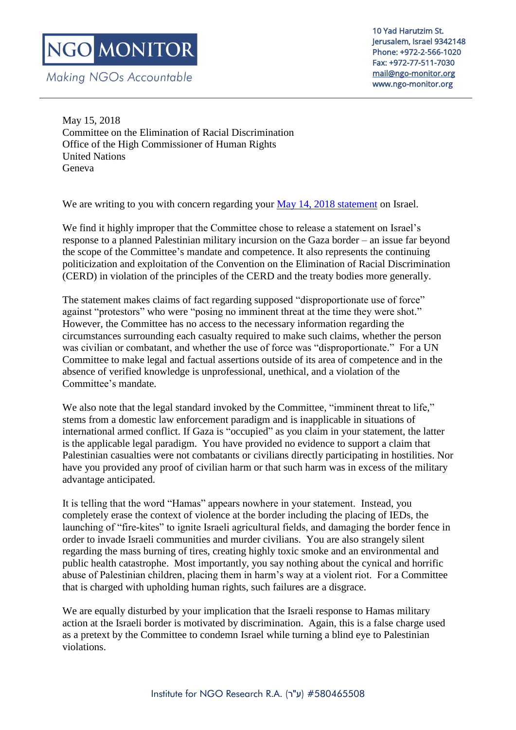# NGO MONITOR

*Making NGOs Accountable*

10 Yad Harutzim St.
Jerusalem, Israel 9342148
Phone: +972-2-566-1020
Fax: +972-77-511-7030
mail@ngo-monitor.org
www.ngo-monitor.org

May 15, 2018
Committee on the Elimination of Racial Discrimination
Office of the High Commissioner of Human Rights
United Nations
Geneva

We are writing to you with concern regarding your [May 14, 2018 statement] on Israel.

We find it highly improper that the Committee chose to release a statement on Israel's response to a planned Palestinian military incursion on the Gaza border – an issue far beyond the scope of the Committee's mandate and competence. It also represents the continuing politicization and exploitation of the Convention on the Elimination of Racial Discrimination (CERD) in violation of the principles of the CERD and the treaty bodies more generally.

The statement makes claims of fact regarding supposed "disproportionate use of force" against "protestors" who were "posing no imminent threat at the time they were shot." However, the Committee has no access to the necessary information regarding the circumstances surrounding each casualty required to make such claims, whether the person was civilian or combatant, and whether the use of force was "disproportionate." For a UN Committee to make legal and factual assertions outside of its area of competence and in the absence of verified knowledge is unprofessional, unethical, and a violation of the Committee's mandate.

We also note that the legal standard invoked by the Committee, "imminent threat to life," stems from a domestic law enforcement paradigm and is inapplicable in situations of international armed conflict. If Gaza is "occupied" as you claim in your statement, the latter is the applicable legal paradigm. You have provided no evidence to support a claim that Palestinian casualties were not combatants or civilians directly participating in hostilities. Nor have you provided any proof of civilian harm or that such harm was in excess of the military advantage anticipated.

It is telling that the word "Hamas" appears nowhere in your statement. Instead, you completely erase the context of violence at the border including the placing of IEDs, the launching of "fire-kites" to ignite Israeli agricultural fields, and damaging the border fence in order to invade Israeli communities and murder civilians. You are also strangely silent regarding the mass burning of tires, creating highly toxic smoke and an environmental and public health catastrophe. Most importantly, you say nothing about the cynical and horrific abuse of Palestinian children, placing them in harm's way at a violent riot. For a Committee that is charged with upholding human rights, such failures are a disgrace.

We are equally disturbed by your implication that the Israeli response to Hamas military action at the Israeli border is motivated by discrimination. Again, this is a false charge used as a pretext by the Committee to condemn Israel while turning a blind eye to Palestinian violations.

Institute for NGO Research R.A. (ע"ר) #580465508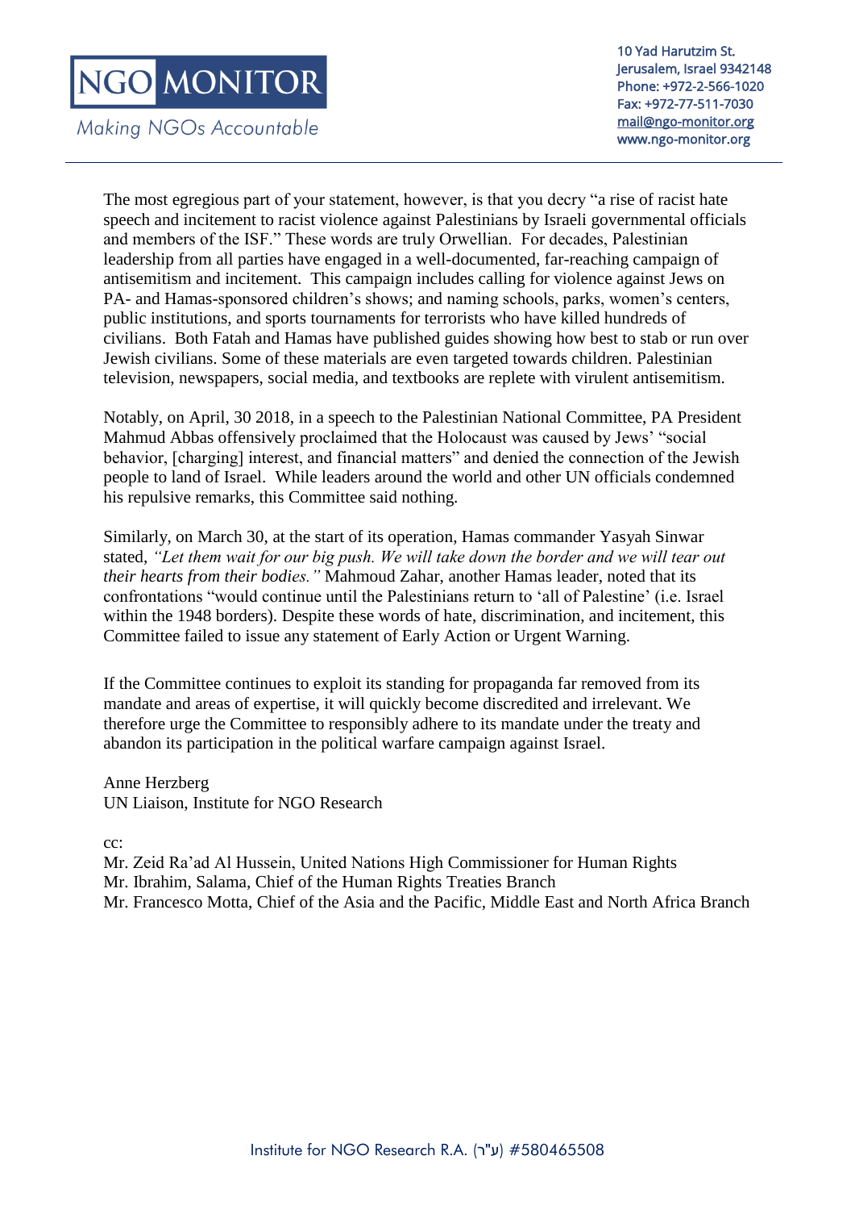The most egregious part of your statement, however, is that you decry "a rise of racist hate speech and incitement to racist violence against Palestinians by Israeli governmental officials and members of the ISF." These words are truly Orwellian. For decades, Palestinian leadership from all parties have engaged in a well-documented, far-reaching campaign of antisemitism and incitement. This campaign includes calling for violence against Jews on PA- and Hamas-sponsored children's shows; and naming schools, parks, women's centers, public institutions, and sports tournaments for terrorists who have killed hundreds of civilians. Both Fatah and Hamas have published guides showing how best to stab or run over Jewish civilians. Some of these materials are even targeted towards children. Palestinian television, newspapers, social media, and textbooks are replete with virulent antisemitism.

Notably, on April, 30 2018, in a speech to the Palestinian National Committee, PA President Mahmud Abbas offensively proclaimed that the Holocaust was caused by Jews' "social behavior, [charging] interest, and financial matters" and denied the connection of the Jewish people to land of Israel. While leaders around the world and other UN officials condemned his repulsive remarks, this Committee said nothing.

Similarly, on March 30, at the start of its operation, Hamas commander Yasyah Sinwar stated, *"Let them wait for our big push. We will take down the border and we will tear out their hearts from their bodies."* Mahmoud Zahar, another Hamas leader, noted that its confrontations "would continue until the Palestinians return to 'all of Palestine' (i.e. Israel within the 1948 borders). Despite these words of hate, discrimination, and incitement, this Committee failed to issue any statement of Early Action or Urgent Warning.

If the Committee continues to exploit its standing for propaganda far removed from its mandate and areas of expertise, it will quickly become discredited and irrelevant. We therefore urge the Committee to responsibly adhere to its mandate under the treaty and abandon its participation in the political warfare campaign against Israel.

Anne Herzberg
UN Liaison, Institute for NGO Research

cc:
Mr. Zeid Ra'ad Al Hussein, United Nations High Commissioner for Human Rights
Mr. Ibrahim, Salama, Chief of the Human Rights Treaties Branch
Mr. Francesco Motta, Chief of the Asia and the Pacific, Middle East and North Africa Branch